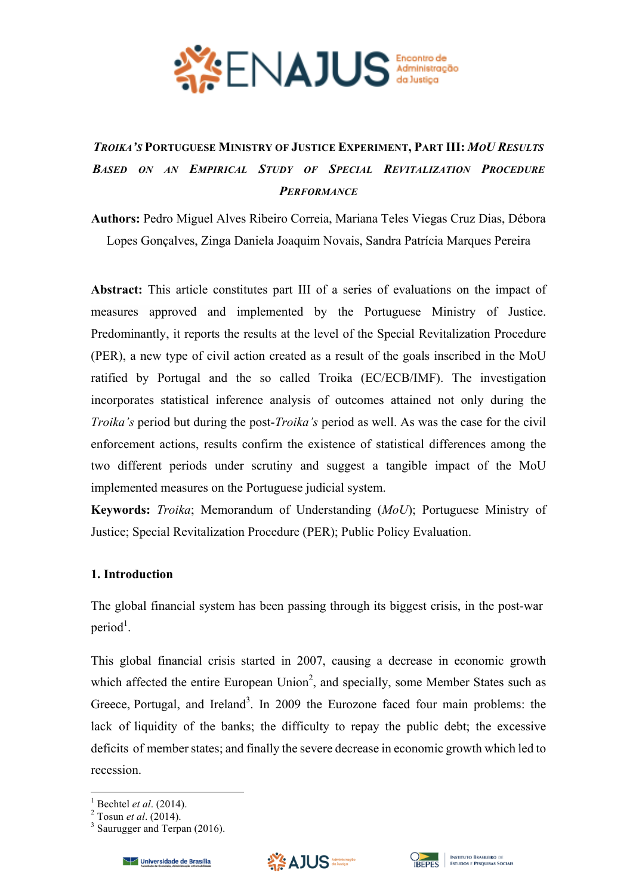# *TROIKA'S* PORTUGUESE MINISTRY OF JUSTICE EXPERIMENT, PART III: *MOU* RESULTS BASED ON AN EMPIRICAL STUDY OF SPECIAL REVITALIZATION PROCEDURE PERFORMANCE

**Authors:** Pedro Miguel Alves Ribeiro Correia, Mariana Teles Viegas Cruz Dias, Débora Lopes Gonçalves, Zinga Daniela Joaquim Novais, Sandra Patrícia Marques Pereira

**Abstract:** This article constitutes part III of a series of evaluations on the impact of measures approved and implemented by the Portuguese Ministry of Justice. Predominantly, it reports the results at the level of the Special Revitalization Procedure (PER), a new type of civil action created as a result of the goals inscribed in the MoU ratified by Portugal and the so called Troika (EC/ECB/IMF). The investigation incorporates statistical inference analysis of outcomes attained not only during the *Troika's* period but during the post-*Troika's* period as well. As was the case for the civil enforcement actions, results confirm the existence of statistical differences among the two different periods under scrutiny and suggest a tangible impact of the MoU implemented measures on the Portuguese judicial system.

**Keywords:** *Troika*; Memorandum of Understanding (*MoU*); Portuguese Ministry of Justice; Special Revitalization Procedure (PER); Public Policy Evaluation.

## 1. Introduction

The global financial system has been passing through its biggest crisis, in the post-war period[1].

This global financial crisis started in 2007, causing a decrease in economic growth which affected the entire European Union[2], and specially, some Member States such as Greece, Portugal, and Ireland[3]. In 2009 the Eurozone faced four main problems: the lack of liquidity of the banks; the difficulty to repay the public debt; the excessive deficits of member states; and finally the severe decrease in economic growth which led to recession.

---

[1] Bechtel *et al*. (2014).
[2] Tosun *et al*. (2014).
[3] Saurugger and Terpan (2016).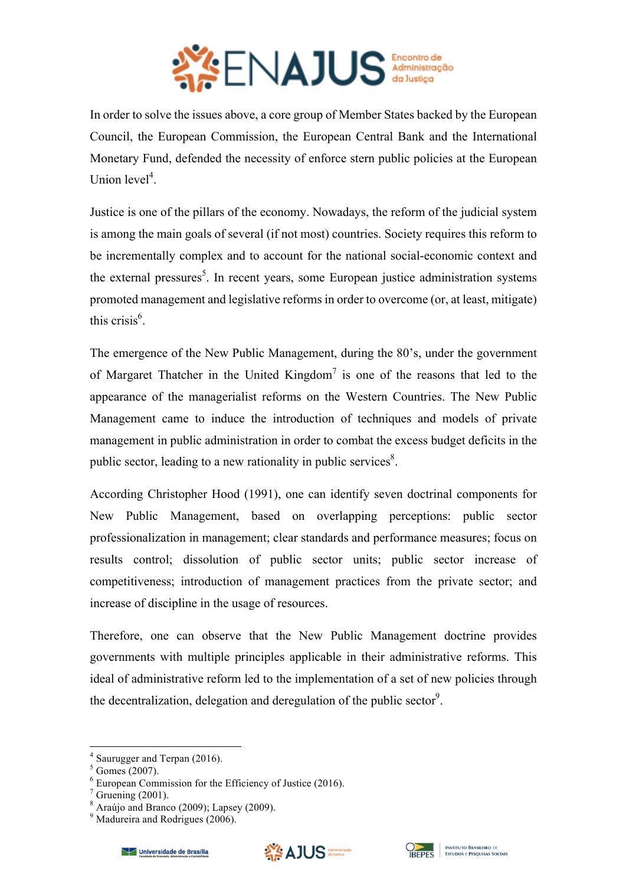In order to solve the issues above, a core group of Member States backed by the European Council, the European Commission, the European Central Bank and the International Monetary Fund, defended the necessity of enforce stern public policies at the European Union level[4].

Justice is one of the pillars of the economy. Nowadays, the reform of the judicial system is among the main goals of several (if not most) countries. Society requires this reform to be incrementally complex and to account for the national social-economic context and the external pressures[5]. In recent years, some European justice administration systems promoted management and legislative reforms in order to overcome (or, at least, mitigate) this crisis[6].

The emergence of the New Public Management, during the 80's, under the government of Margaret Thatcher in the United Kingdom[7] is one of the reasons that led to the appearance of the managerialist reforms on the Western Countries. The New Public Management came to induce the introduction of techniques and models of private management in public administration in order to combat the excess budget deficits in the public sector, leading to a new rationality in public services[8].

According Christopher Hood (1991), one can identify seven doctrinal components for New Public Management, based on overlapping perceptions: public sector professionalization in management; clear standards and performance measures; focus on results control; dissolution of public sector units; public sector increase of competitiveness; introduction of management practices from the private sector; and increase of discipline in the usage of resources.

Therefore, one can observe that the New Public Management doctrine provides governments with multiple principles applicable in their administrative reforms. This ideal of administrative reform led to the implementation of a set of new policies through the decentralization, delegation and deregulation of the public sector[9].

---

[4] Saurugger and Terpan (2016).
[5] Gomes (2007).
[6] European Commission for the Efficiency of Justice (2016).
[7] Gruening (2001).
[8] Araújo and Branco (2009); Lapsey (2009).
[9] Madureira and Rodrigues (2006).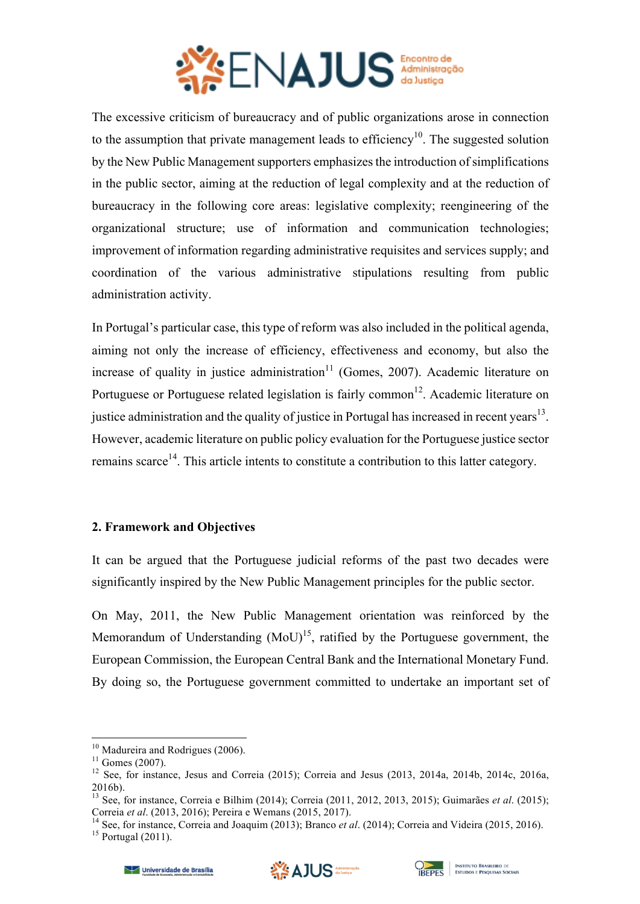The excessive criticism of bureaucracy and of public organizations arose in connection to the assumption that private management leads to efficiency[10]. The suggested solution by the New Public Management supporters emphasizes the introduction of simplifications in the public sector, aiming at the reduction of legal complexity and at the reduction of bureaucracy in the following core areas: legislative complexity; reengineering of the organizational structure; use of information and communication technologies; improvement of information regarding administrative requisites and services supply; and coordination of the various administrative stipulations resulting from public administration activity.

In Portugal's particular case, this type of reform was also included in the political agenda, aiming not only the increase of efficiency, effectiveness and economy, but also the increase of quality in justice administration[11] (Gomes, 2007). Academic literature on Portuguese or Portuguese related legislation is fairly common[12]. Academic literature on justice administration and the quality of justice in Portugal has increased in recent years[13]. However, academic literature on public policy evaluation for the Portuguese justice sector remains scarce[14]. This article intents to constitute a contribution to this latter category.

## 2. Framework and Objectives

It can be argued that the Portuguese judicial reforms of the past two decades were significantly inspired by the New Public Management principles for the public sector.

On May, 2011, the New Public Management orientation was reinforced by the Memorandum of Understanding (MoU)[15], ratified by the Portuguese government, the European Commission, the European Central Bank and the International Monetary Fund. By doing so, the Portuguese government committed to undertake an important set of

---

[10] Madureira and Rodrigues (2006).

[11] Gomes (2007).

[12] See, for instance, Jesus and Correia (2015); Correia and Jesus (2013, 2014a, 2014b, 2014c, 2016a, 2016b).

[13] See, for instance, Correia e Bilhim (2014); Correia (2011, 2012, 2013, 2015); Guimarães *et al*. (2015); Correia *et al*. (2013, 2016); Pereira e Wemans (2015, 2017).

[14] See, for instance, Correia and Joaquim (2013); Branco *et al*. (2014); Correia and Videira (2015, 2016).

[15] Portugal (2011).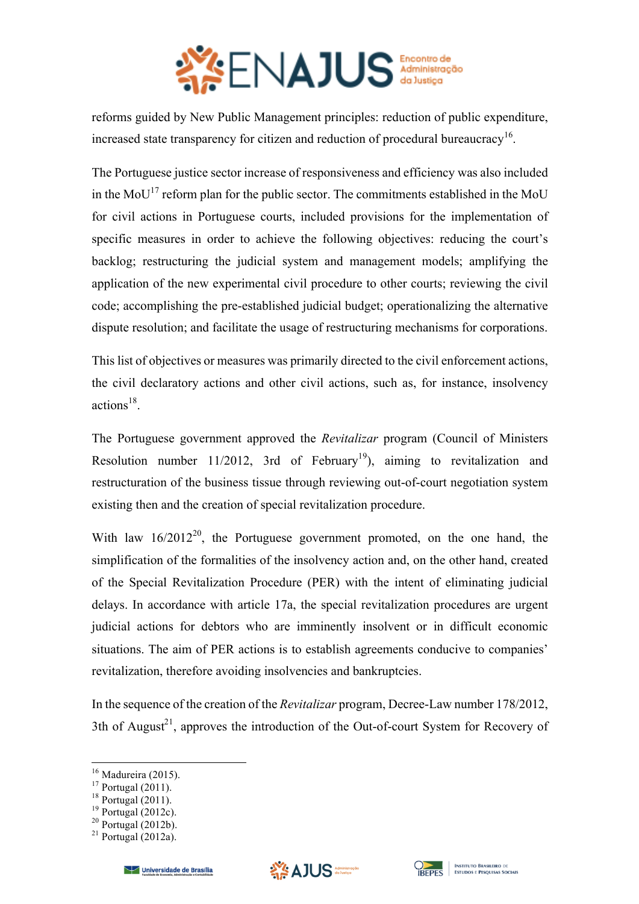reforms guided by New Public Management principles: reduction of public expenditure, increased state transparency for citizen and reduction of procedural bureaucracy[16].

The Portuguese justice sector increase of responsiveness and efficiency was also included in the MoU[17] reform plan for the public sector. The commitments established in the MoU for civil actions in Portuguese courts, included provisions for the implementation of specific measures in order to achieve the following objectives: reducing the court's backlog; restructuring the judicial system and management models; amplifying the application of the new experimental civil procedure to other courts; reviewing the civil code; accomplishing the pre-established judicial budget; operationalizing the alternative dispute resolution; and facilitate the usage of restructuring mechanisms for corporations.

This list of objectives or measures was primarily directed to the civil enforcement actions, the civil declaratory actions and other civil actions, such as, for instance, insolvency actions[18].

The Portuguese government approved the *Revitalizar* program (Council of Ministers Resolution number 11/2012, 3rd of February[19]), aiming to revitalization and restructuration of the business tissue through reviewing out-of-court negotiation system existing then and the creation of special revitalization procedure.

With law 16/2012[20], the Portuguese government promoted, on the one hand, the simplification of the formalities of the insolvency action and, on the other hand, created of the Special Revitalization Procedure (PER) with the intent of eliminating judicial delays. In accordance with article 17a, the special revitalization procedures are urgent judicial actions for debtors who are imminently insolvent or in difficult economic situations. The aim of PER actions is to establish agreements conducive to companies' revitalization, therefore avoiding insolvencies and bankruptcies.

In the sequence of the creation of the *Revitalizar* program, Decree-Law number 178/2012, 3th of August[21], approves the introduction of the Out-of-court System for Recovery of

---

[16] Madureira (2015).
[17] Portugal (2011).
[18] Portugal (2011).
[19] Portugal (2012c).
[20] Portugal (2012b).
[21] Portugal (2012a).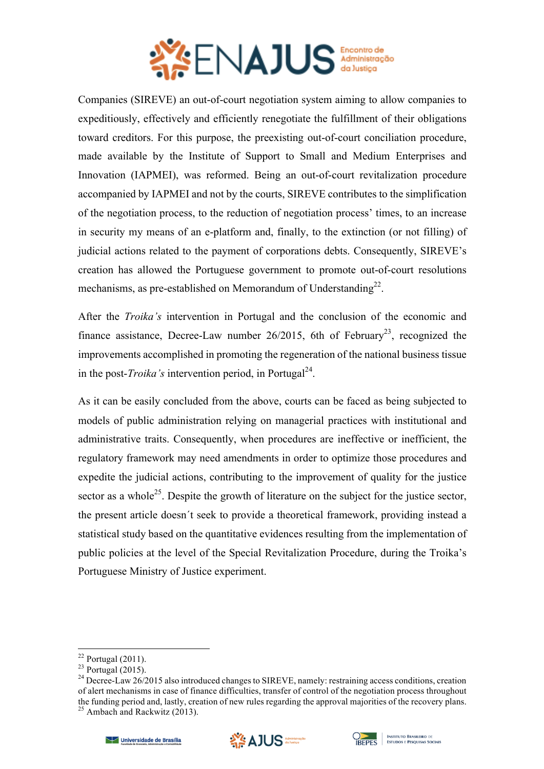Companies (SIREVE) an out-of-court negotiation system aiming to allow companies to expeditiously, effectively and efficiently renegotiate the fulfillment of their obligations toward creditors. For this purpose, the preexisting out-of-court conciliation procedure, made available by the Institute of Support to Small and Medium Enterprises and Innovation (IAPMEI), was reformed. Being an out-of-court revitalization procedure accompanied by IAPMEI and not by the courts, SIREVE contributes to the simplification of the negotiation process, to the reduction of negotiation process' times, to an increase in security my means of an e-platform and, finally, to the extinction (or not filling) of judicial actions related to the payment of corporations debts. Consequently, SIREVE's creation has allowed the Portuguese government to promote out-of-court resolutions mechanisms, as pre-established on Memorandum of Understanding[22].

After the *Troika's* intervention in Portugal and the conclusion of the economic and finance assistance, Decree-Law number 26/2015, 6th of February[23], recognized the improvements accomplished in promoting the regeneration of the national business tissue in the post-*Troika's* intervention period, in Portugal[24].

As it can be easily concluded from the above, courts can be faced as being subjected to models of public administration relying on managerial practices with institutional and administrative traits. Consequently, when procedures are ineffective or inefficient, the regulatory framework may need amendments in order to optimize those procedures and expedite the judicial actions, contributing to the improvement of quality for the justice sector as a whole[25]. Despite the growth of literature on the subject for the justice sector, the present article doesn´t seek to provide a theoretical framework, providing instead a statistical study based on the quantitative evidences resulting from the implementation of public policies at the level of the Special Revitalization Procedure, during the Troika's Portuguese Ministry of Justice experiment.

---

[22] Portugal (2011).

[23] Portugal (2015).

[24] Decree-Law 26/2015 also introduced changes to SIREVE, namely: restraining access conditions, creation of alert mechanisms in case of finance difficulties, transfer of control of the negotiation process throughout the funding period and, lastly, creation of new rules regarding the approval majorities of the recovery plans.

[25] Ambach and Rackwitz (2013).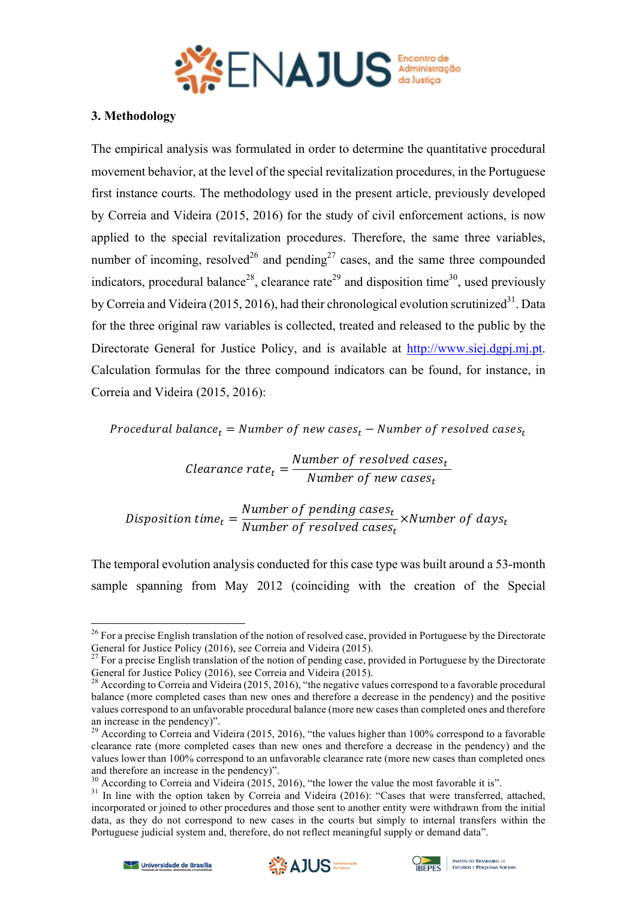## 3. Methodology

The empirical analysis was formulated in order to determine the quantitative procedural movement behavior, at the level of the special revitalization procedures, in the Portuguese first instance courts. The methodology used in the present article, previously developed by Correia and Videira (2015, 2016) for the study of civil enforcement actions, is now applied to the special revitalization procedures. Therefore, the same three variables, number of incoming, resolved[26] and pending[27] cases, and the same three compounded indicators, procedural balance[28], clearance rate[29] and disposition time[30], used previously by Correia and Videira (2015, 2016), had their chronological evolution scrutinized[31]. Data for the three original raw variables is collected, treated and released to the public by the Directorate General for Justice Policy, and is available at http://www.siej.dgpj.mj.pt. Calculation formulas for the three compound indicators can be found, for instance, in Correia and Videira (2015, 2016):

$$Procedural\ balance_t = Number\ of\ new\ cases_t - Number\ of\ resolved\ cases_t$$

$$Clearance\ rate_t = \frac{Number\ of\ resolved\ cases_t}{Number\ of\ new\ cases_t}$$

$$Disposition\ time_t = \frac{Number\ of\ pending\ cases_t}{Number\ of\ resolved\ cases_t} \times Number\ of\ days_t$$

The temporal evolution analysis conducted for this case type was built around a 53-month sample spanning from May 2012 (coinciding with the creation of the Special

---

[26] For a precise English translation of the notion of resolved case, provided in Portuguese by the Directorate General for Justice Policy (2016), see Correia and Videira (2015).

[27] For a precise English translation of the notion of pending case, provided in Portuguese by the Directorate General for Justice Policy (2016), see Correia and Videira (2015).

[28] According to Correia and Videira (2015, 2016), "the negative values correspond to a favorable procedural balance (more completed cases than new ones and therefore a decrease in the pendency) and the positive values correspond to an unfavorable procedural balance (more new cases than completed ones and therefore an increase in the pendency)".

[29] According to Correia and Videira (2015, 2016), "the values higher than 100% correspond to a favorable clearance rate (more completed cases than new ones and therefore a decrease in the pendency) and the values lower than 100% correspond to an unfavorable clearance rate (more new cases than completed ones and therefore an increase in the pendency)".

[30] According to Correia and Videira (2015, 2016), "the lower the value the most favorable it is".

[31] In line with the option taken by Correia and Videira (2016): "Cases that were transferred, attached, incorporated or joined to other procedures and those sent to another entity were withdrawn from the initial data, as they do not correspond to new cases in the courts but simply to internal transfers within the Portuguese judicial system and, therefore, do not reflect meaningful supply or demand data".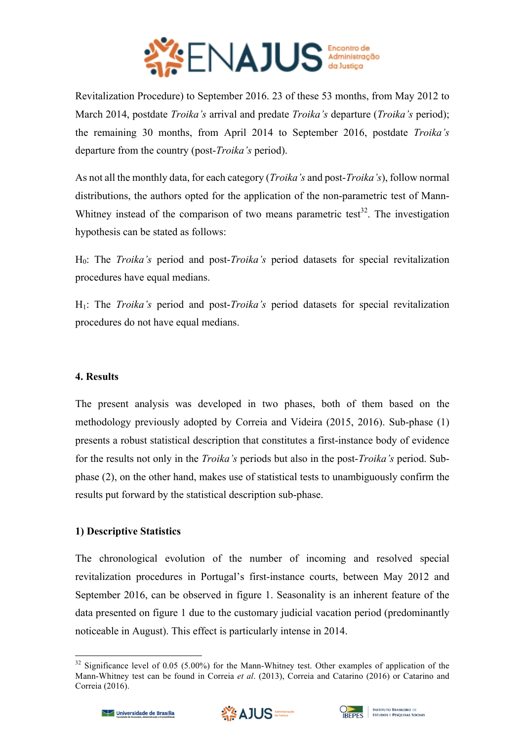Revitalization Procedure) to September 2016. 23 of these 53 months, from May 2012 to March 2014, postdate *Troika's* arrival and predate *Troika's* departure (*Troika's* period); the remaining 30 months, from April 2014 to September 2016, postdate *Troika's* departure from the country (post-*Troika's* period).

As not all the monthly data, for each category (*Troika's* and post-*Troika's*), follow normal distributions, the authors opted for the application of the non-parametric test of Mann-Whitney instead of the comparison of two means parametric test[32]. The investigation hypothesis can be stated as follows:

$H_0$: The *Troika's* period and post-*Troika's* period datasets for special revitalization procedures have equal medians.

$H_1$: The *Troika's* period and post-*Troika's* period datasets for special revitalization procedures do not have equal medians.

## 4. Results

The present analysis was developed in two phases, both of them based on the methodology previously adopted by Correia and Videira (2015, 2016). Sub-phase (1) presents a robust statistical description that constitutes a first-instance body of evidence for the results not only in the *Troika's* periods but also in the post-*Troika's* period. Sub-phase (2), on the other hand, makes use of statistical tests to unambiguously confirm the results put forward by the statistical description sub-phase.

### 1) Descriptive Statistics

The chronological evolution of the number of incoming and resolved special revitalization procedures in Portugal's first-instance courts, between May 2012 and September 2016, can be observed in figure 1. Seasonality is an inherent feature of the data presented on figure 1 due to the customary judicial vacation period (predominantly noticeable in August). This effect is particularly intense in 2014.

[32] Significance level of 0.05 (5.00%) for the Mann-Whitney test. Other examples of application of the Mann-Whitney test can be found in Correia *et al*. (2013), Correia and Catarino (2016) or Catarino and Correia (2016).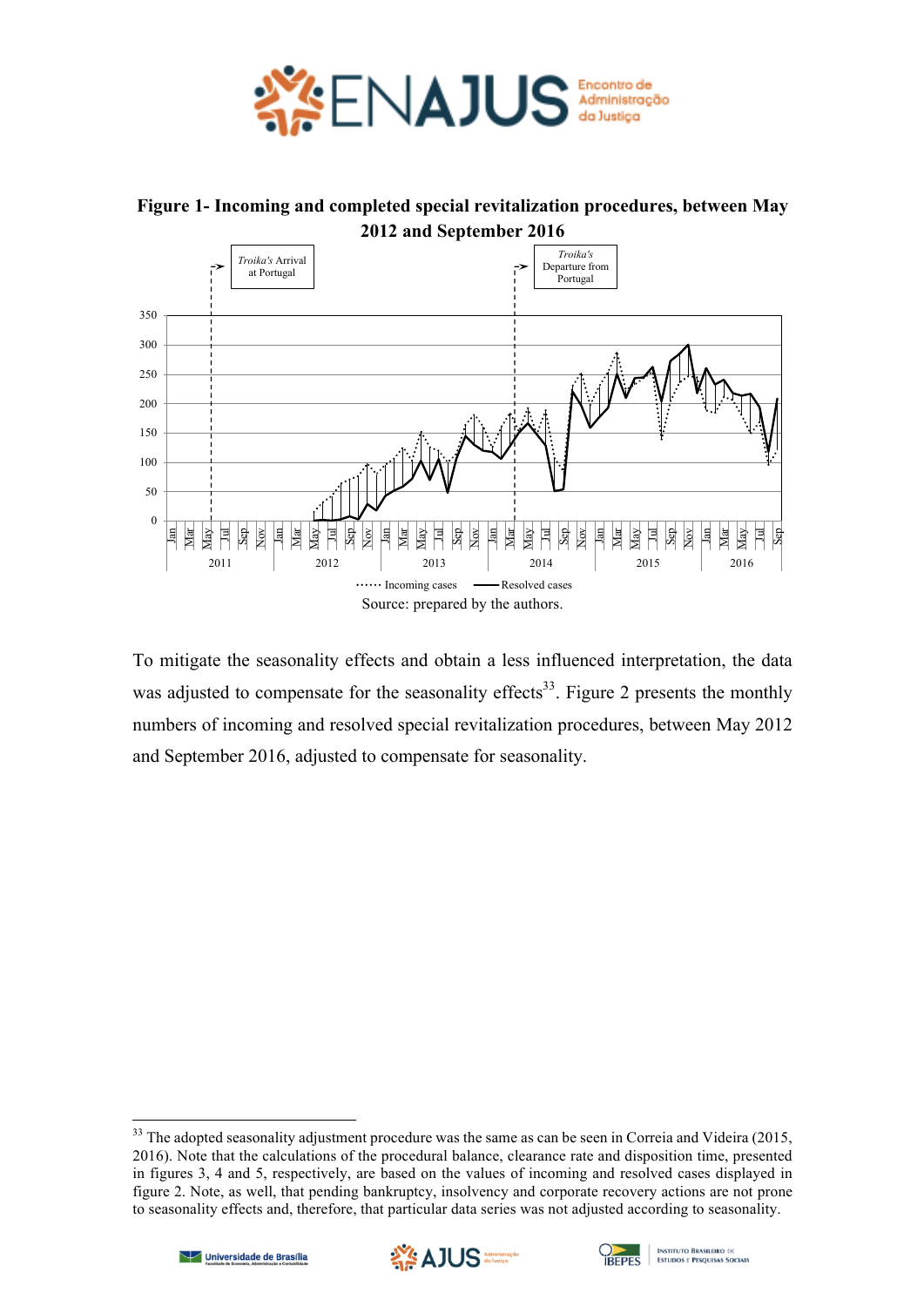**Figure 1- Incoming and completed special revitalization procedures, between May 2012 and September 2016**

Source: prepared by the authors.

To mitigate the seasonality effects and obtain a less influenced interpretation, the data was adjusted to compensate for the seasonality effects[33]. Figure 2 presents the monthly numbers of incoming and resolved special revitalization procedures, between May 2012 and September 2016, adjusted to compensate for seasonality.

---

[33] The adopted seasonality adjustment procedure was the same as can be seen in Correia and Videira (2015, 2016). Note that the calculations of the procedural balance, clearance rate and disposition time, presented in figures 3, 4 and 5, respectively, are based on the values of incoming and resolved cases displayed in figure 2. Note, as well, that pending bankruptcy, insolvency and corporate recovery actions are not prone to seasonality effects and, therefore, that particular data series was not adjusted according to seasonality.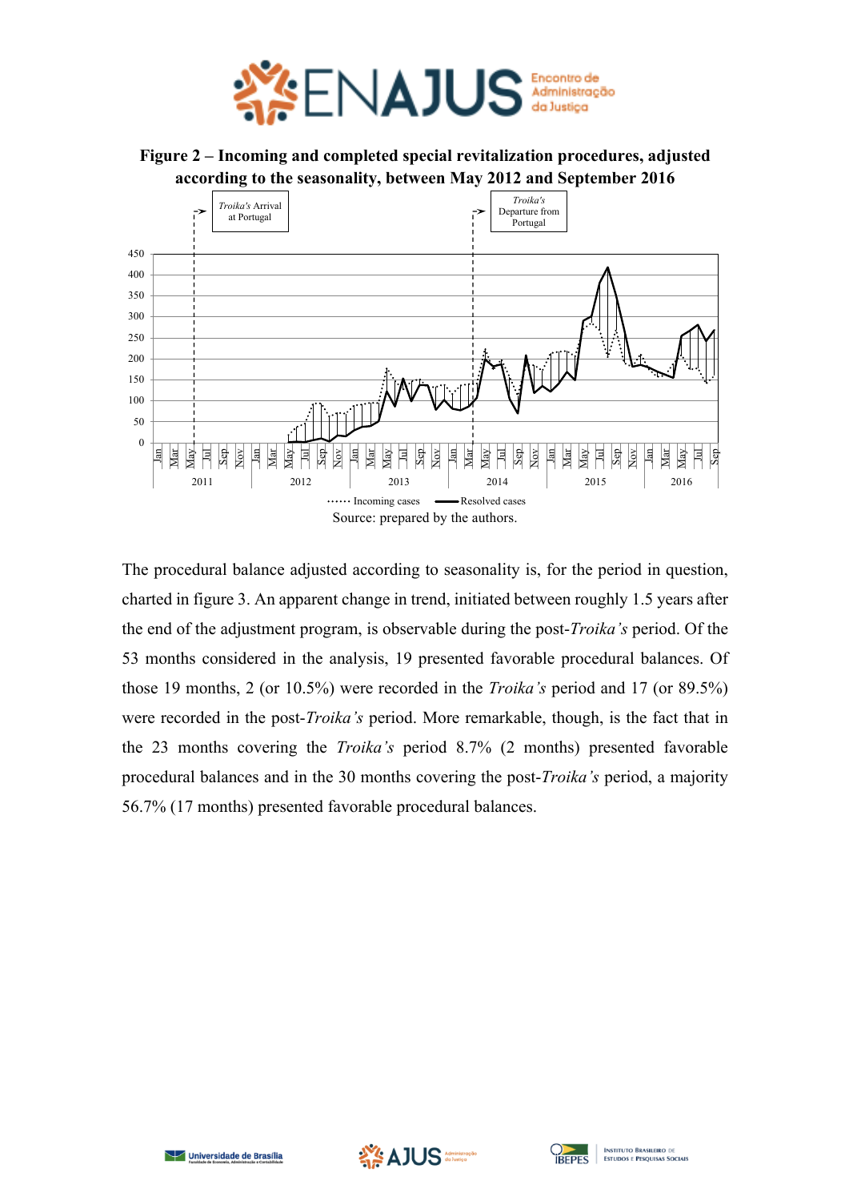**Figure 2 – Incoming and completed special revitalization procedures, adjusted according to the seasonality, between May 2012 and September 2016**

Source: prepared by the authors.

The procedural balance adjusted according to seasonality is, for the period in question, charted in figure 3. An apparent change in trend, initiated between roughly 1.5 years after the end of the adjustment program, is observable during the post-*Troika's* period. Of the 53 months considered in the analysis, 19 presented favorable procedural balances. Of those 19 months, 2 (or 10.5%) were recorded in the *Troika's* period and 17 (or 89.5%) were recorded in the post-*Troika's* period. More remarkable, though, is the fact that in the 23 months covering the *Troika's* period 8.7% (2 months) presented favorable procedural balances and in the 30 months covering the post-*Troika's* period, a majority 56.7% (17 months) presented favorable procedural balances.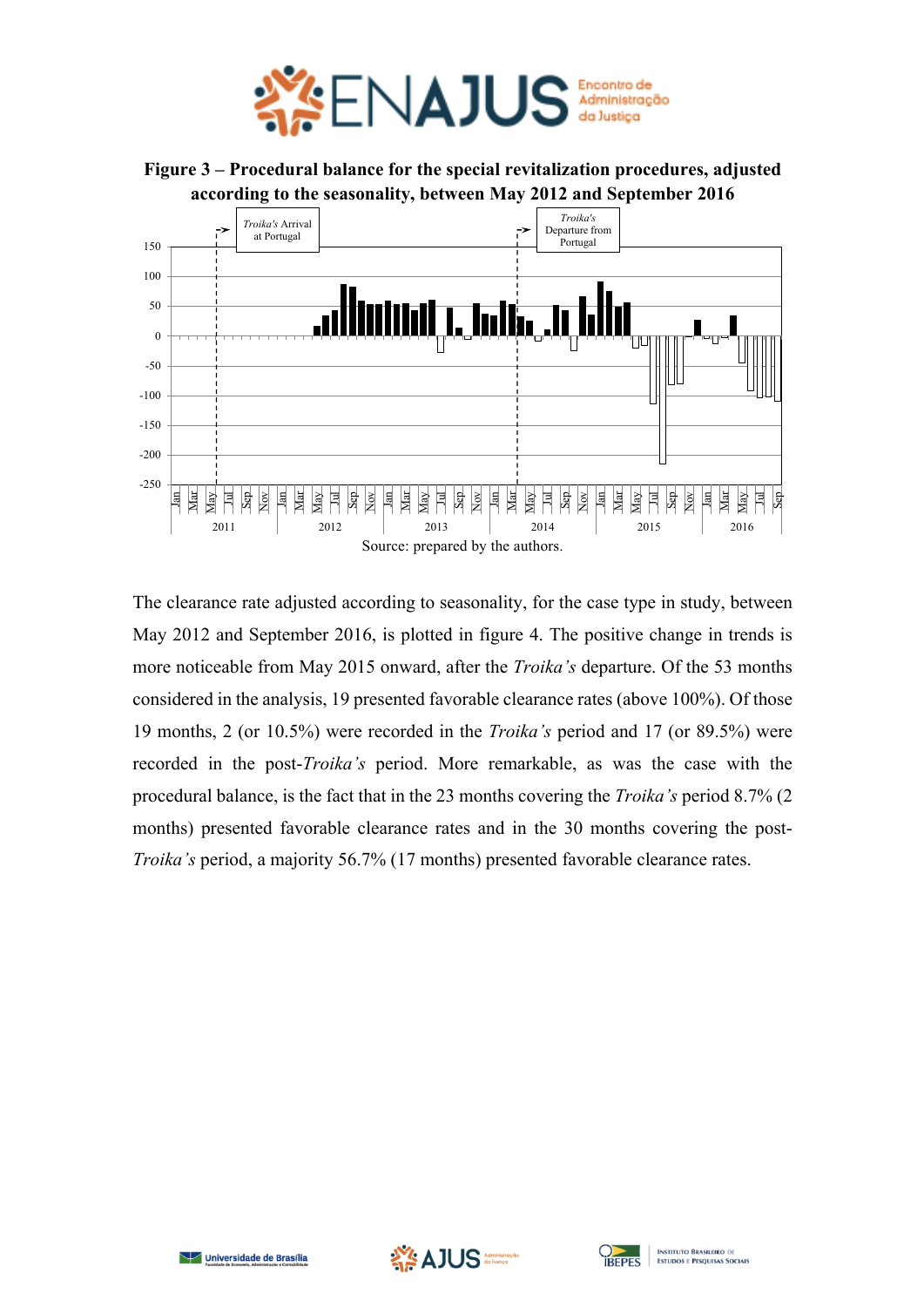**Figure 3 – Procedural balance for the special revitalization procedures, adjusted according to the seasonality, between May 2012 and September 2016**

Source: prepared by the authors.

The clearance rate adjusted according to seasonality, for the case type in study, between May 2012 and September 2016, is plotted in figure 4. The positive change in trends is more noticeable from May 2015 onward, after the *Troika's* departure. Of the 53 months considered in the analysis, 19 presented favorable clearance rates (above 100%). Of those 19 months, 2 (or 10.5%) were recorded in the *Troika's* period and 17 (or 89.5%) were recorded in the post-*Troika's* period. More remarkable, as was the case with the procedural balance, is the fact that in the 23 months covering the *Troika's* period 8.7% (2 months) presented favorable clearance rates and in the 30 months covering the post-*Troika's* period, a majority 56.7% (17 months) presented favorable clearance rates.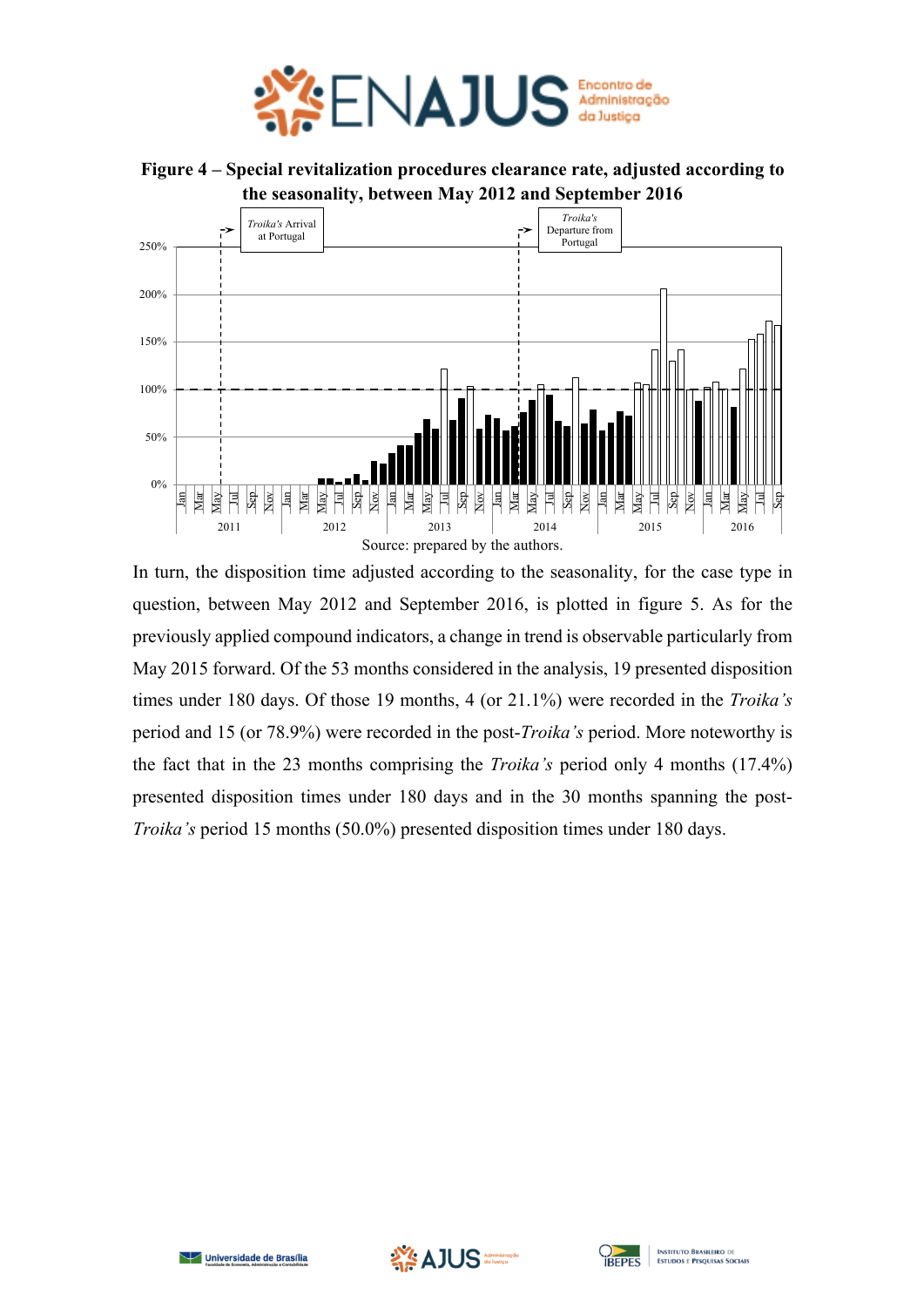**Figure 4 – Special revitalization procedures clearance rate, adjusted according to the seasonality, between May 2012 and September 2016**

Source: prepared by the authors.

In turn, the disposition time adjusted according to the seasonality, for the case type in question, between May 2012 and September 2016, is plotted in figure 5. As for the previously applied compound indicators, a change in trend is observable particularly from May 2015 forward. Of the 53 months considered in the analysis, 19 presented disposition times under 180 days. Of those 19 months, 4 (or 21.1%) were recorded in the *Troika's* period and 15 (or 78.9%) were recorded in the post-*Troika's* period. More noteworthy is the fact that in the 23 months comprising the *Troika's* period only 4 months (17.4%) presented disposition times under 180 days and in the 30 months spanning the post-*Troika's* period 15 months (50.0%) presented disposition times under 180 days.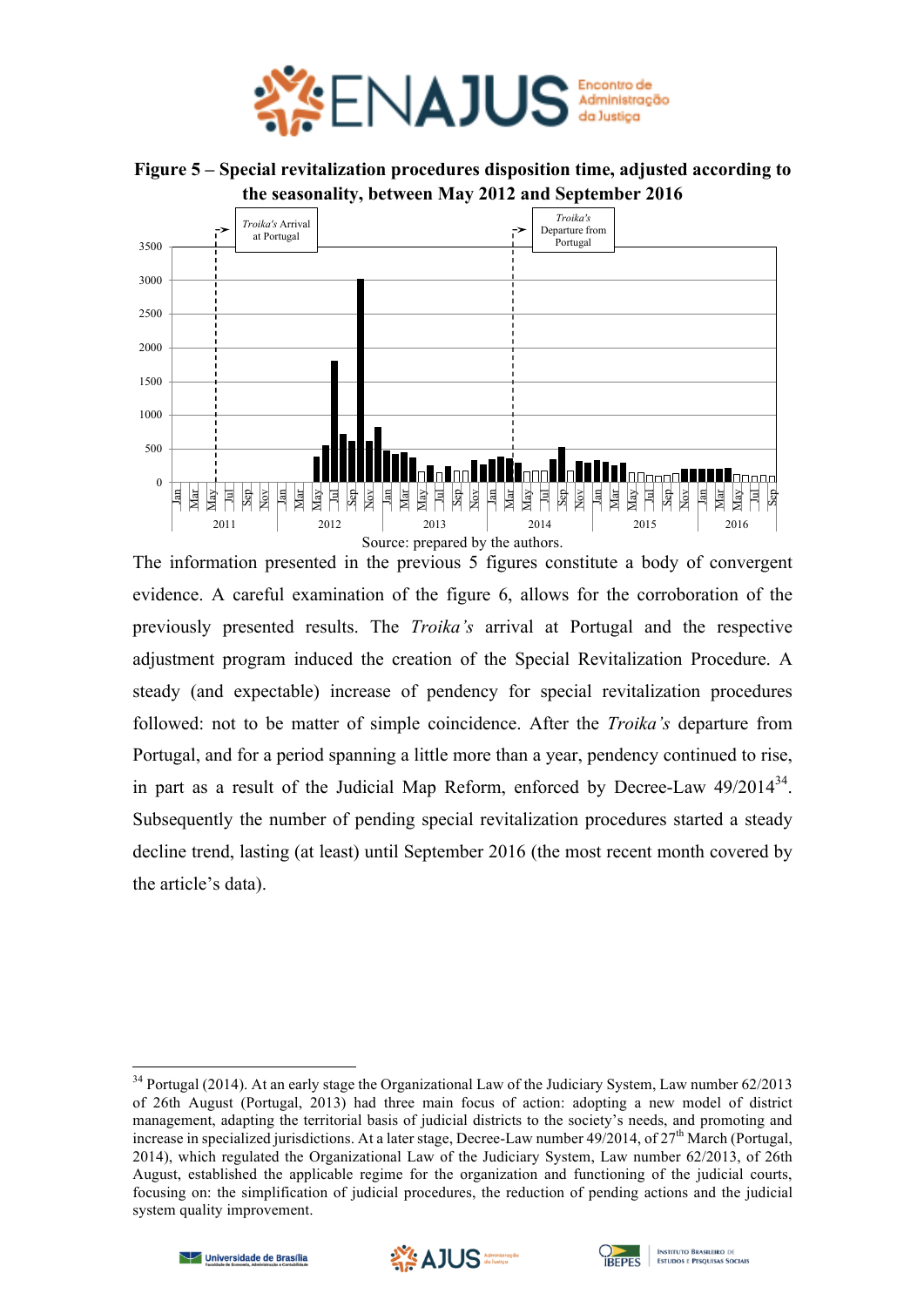**Figure 5 – Special revitalization procedures disposition time, adjusted according to the seasonality, between May 2012 and September 2016**

Source: prepared by the authors.

The information presented in the previous 5 figures constitute a body of convergent evidence. A careful examination of the figure 6, allows for the corroboration of the previously presented results. The *Troika's* arrival at Portugal and the respective adjustment program induced the creation of the Special Revitalization Procedure. A steady (and expectable) increase of pendency for special revitalization procedures followed: not to be matter of simple coincidence. After the *Troika's* departure from Portugal, and for a period spanning a little more than a year, pendency continued to rise, in part as a result of the Judicial Map Reform, enforced by Decree-Law 49/2014[34]. Subsequently the number of pending special revitalization procedures started a steady decline trend, lasting (at least) until September 2016 (the most recent month covered by the article's data).

---

[34] Portugal (2014). At an early stage the Organizational Law of the Judiciary System, Law number 62/2013 of 26th August (Portugal, 2013) had three main focus of action: adopting a new model of district management, adapting the territorial basis of judicial districts to the society's needs, and promoting and increase in specialized jurisdictions. At a later stage, Decree-Law number 49/2014, of 27th March (Portugal, 2014), which regulated the Organizational Law of the Judiciary System, Law number 62/2013, of 26th August, established the applicable regime for the organization and functioning of the judicial courts, focusing on: the simplification of judicial procedures, the reduction of pending actions and the judicial system quality improvement.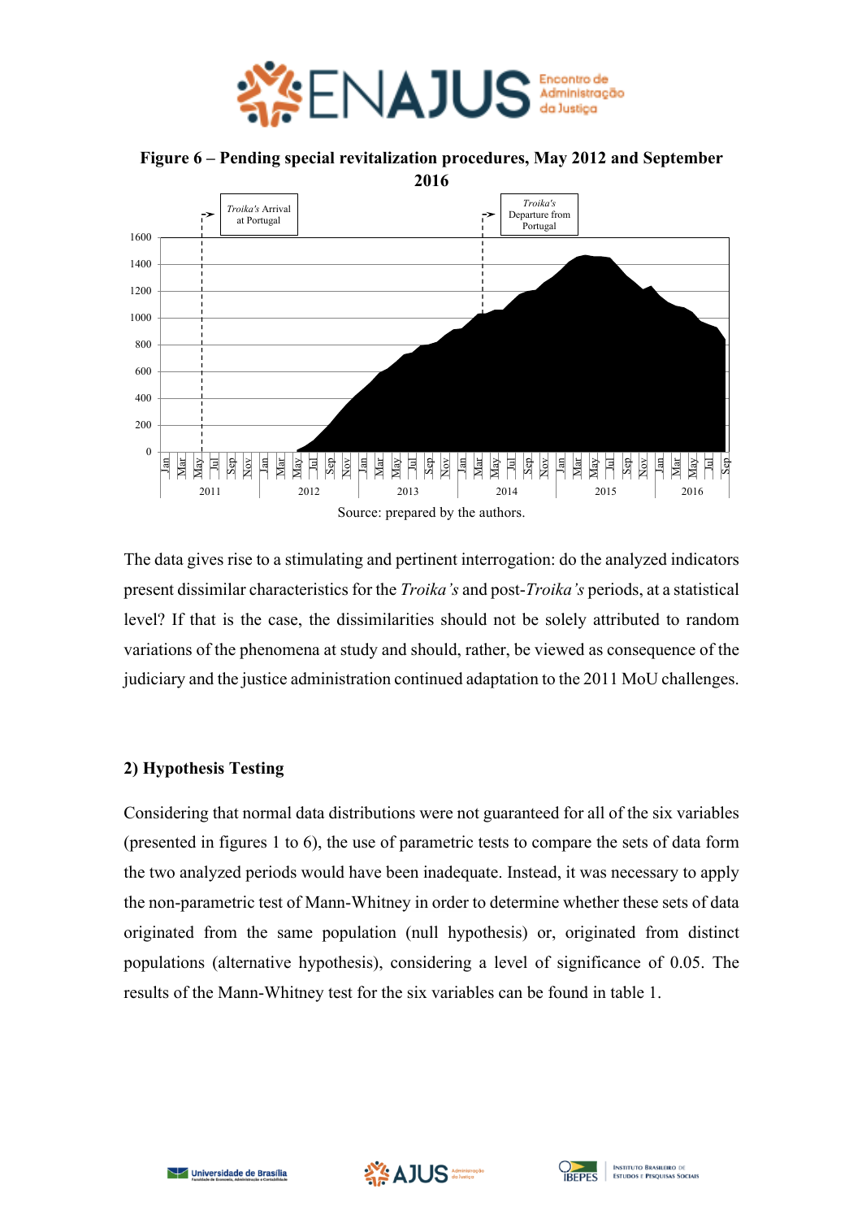**Figure 6 – Pending special revitalization procedures, May 2012 and September 2016**

Source: prepared by the authors.

The data gives rise to a stimulating and pertinent interrogation: do the analyzed indicators present dissimilar characteristics for the *Troika's* and post-*Troika's* periods, at a statistical level? If that is the case, the dissimilarities should not be solely attributed to random variations of the phenomena at study and should, rather, be viewed as consequence of the judiciary and the justice administration continued adaptation to the 2011 MoU challenges.

## 2) Hypothesis Testing

Considering that normal data distributions were not guaranteed for all of the six variables (presented in figures 1 to 6), the use of parametric tests to compare the sets of data form the two analyzed periods would have been inadequate. Instead, it was necessary to apply the non-parametric test of Mann-Whitney in order to determine whether these sets of data originated from the same population (null hypothesis) or, originated from distinct populations (alternative hypothesis), considering a level of significance of 0.05. The results of the Mann-Whitney test for the six variables can be found in table 1.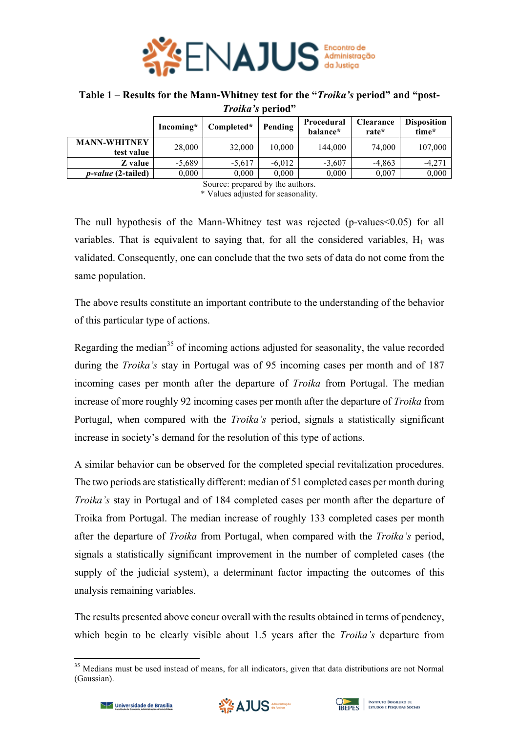**Table 1 – Results for the Mann-Whitney test for the "*Troika's* period" and "post-*Troika's* period"**

| | Incoming* | Completed* | Pending | Procedural balance* | Clearance rate* | Disposition time* |
|---|---|---|---|---|---|---|
| **MANN-WHITNEY test value** | 28,000 | 32,000 | 10,000 | 144,000 | 74,000 | 107,000 |
| **Z value** | -5,689 | -5,617 | -6,012 | -3,607 | -4,863 | -4,271 |
| ***p-value* (2-tailed)** | 0,000 | 0,000 | 0,000 | 0,000 | 0,007 | 0,000 |

Source: prepared by the authors.
\* Values adjusted for seasonality.

The null hypothesis of the Mann-Whitney test was rejected (p-values<0.05) for all variables. That is equivalent to saying that, for all the considered variables, $H_1$ was validated. Consequently, one can conclude that the two sets of data do not come from the same population.

The above results constitute an important contribute to the understanding of the behavior of this particular type of actions.

Regarding the median[35] of incoming actions adjusted for seasonality, the value recorded during the *Troika's* stay in Portugal was of 95 incoming cases per month and of 187 incoming cases per month after the departure of *Troika* from Portugal. The median increase of more roughly 92 incoming cases per month after the departure of *Troika* from Portugal, when compared with the *Troika's* period, signals a statistically significant increase in society's demand for the resolution of this type of actions.

A similar behavior can be observed for the completed special revitalization procedures. The two periods are statistically different: median of 51 completed cases per month during *Troika's* stay in Portugal and of 184 completed cases per month after the departure of Troika from Portugal. The median increase of roughly 133 completed cases per month after the departure of *Troika* from Portugal, when compared with the *Troika's* period, signals a statistically significant improvement in the number of completed cases (the supply of the judicial system), a determinant factor impacting the outcomes of this analysis remaining variables.

The results presented above concur overall with the results obtained in terms of pendency, which begin to be clearly visible about 1.5 years after the *Troika's* departure from

[35] Medians must be used instead of means, for all indicators, given that data distributions are not Normal (Gaussian).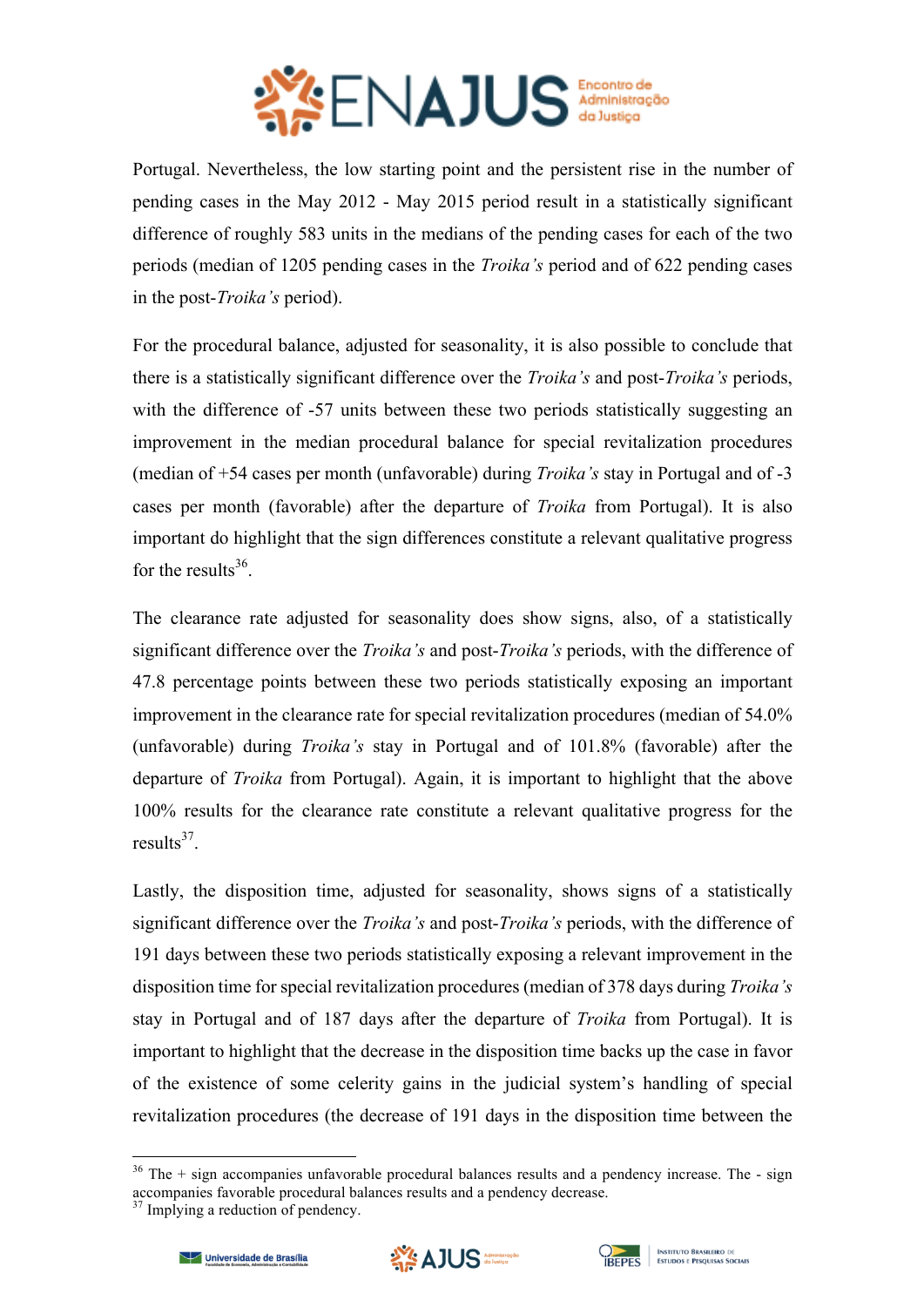Portugal. Nevertheless, the low starting point and the persistent rise in the number of pending cases in the May 2012 - May 2015 period result in a statistically significant difference of roughly 583 units in the medians of the pending cases for each of the two periods (median of 1205 pending cases in the *Troika's* period and of 622 pending cases in the post-*Troika's* period).

For the procedural balance, adjusted for seasonality, it is also possible to conclude that there is a statistically significant difference over the *Troika's* and post-*Troika's* periods, with the difference of -57 units between these two periods statistically suggesting an improvement in the median procedural balance for special revitalization procedures (median of +54 cases per month (unfavorable) during *Troika's* stay in Portugal and of -3 cases per month (favorable) after the departure of *Troika* from Portugal). It is also important do highlight that the sign differences constitute a relevant qualitative progress for the results[36].

The clearance rate adjusted for seasonality does show signs, also, of a statistically significant difference over the *Troika's* and post-*Troika's* periods, with the difference of 47.8 percentage points between these two periods statistically exposing an important improvement in the clearance rate for special revitalization procedures (median of 54.0% (unfavorable) during *Troika's* stay in Portugal and of 101.8% (favorable) after the departure of *Troika* from Portugal). Again, it is important to highlight that the above 100% results for the clearance rate constitute a relevant qualitative progress for the results[37].

Lastly, the disposition time, adjusted for seasonality, shows signs of a statistically significant difference over the *Troika's* and post-*Troika's* periods, with the difference of 191 days between these two periods statistically exposing a relevant improvement in the disposition time for special revitalization procedures (median of 378 days during *Troika's* stay in Portugal and of 187 days after the departure of *Troika* from Portugal). It is important to highlight that the decrease in the disposition time backs up the case in favor of the existence of some celerity gains in the judicial system's handling of special revitalization procedures (the decrease of 191 days in the disposition time between the

---

[36] The + sign accompanies unfavorable procedural balances results and a pendency increase. The - sign accompanies favorable procedural balances results and a pendency decrease.

[37] Implying a reduction of pendency.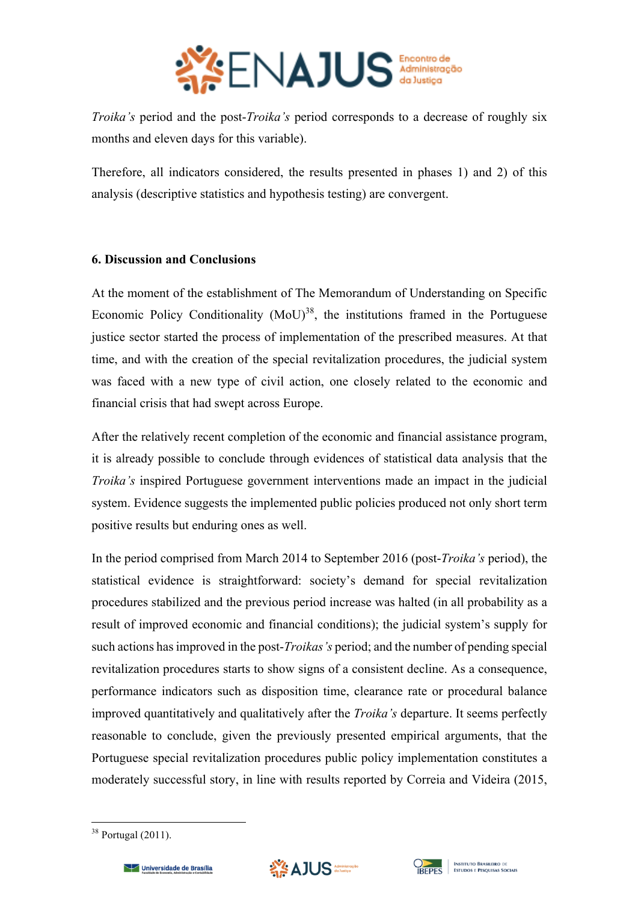*Troika's* period and the post-*Troika's* period corresponds to a decrease of roughly six months and eleven days for this variable).

Therefore, all indicators considered, the results presented in phases 1) and 2) of this analysis (descriptive statistics and hypothesis testing) are convergent.

## 6. Discussion and Conclusions

At the moment of the establishment of The Memorandum of Understanding on Specific Economic Policy Conditionality (MoU)[38], the institutions framed in the Portuguese justice sector started the process of implementation of the prescribed measures. At that time, and with the creation of the special revitalization procedures, the judicial system was faced with a new type of civil action, one closely related to the economic and financial crisis that had swept across Europe.

After the relatively recent completion of the economic and financial assistance program, it is already possible to conclude through evidences of statistical data analysis that the *Troika's* inspired Portuguese government interventions made an impact in the judicial system. Evidence suggests the implemented public policies produced not only short term positive results but enduring ones as well.

In the period comprised from March 2014 to September 2016 (post-*Troika's* period), the statistical evidence is straightforward: society's demand for special revitalization procedures stabilized and the previous period increase was halted (in all probability as a result of improved economic and financial conditions); the judicial system's supply for such actions has improved in the post-*Troikas's* period; and the number of pending special revitalization procedures starts to show signs of a consistent decline. As a consequence, performance indicators such as disposition time, clearance rate or procedural balance improved quantitatively and qualitatively after the *Troika's* departure. It seems perfectly reasonable to conclude, given the previously presented empirical arguments, that the Portuguese special revitalization procedures public policy implementation constitutes a moderately successful story, in line with results reported by Correia and Videira (2015,

[38] Portugal (2011).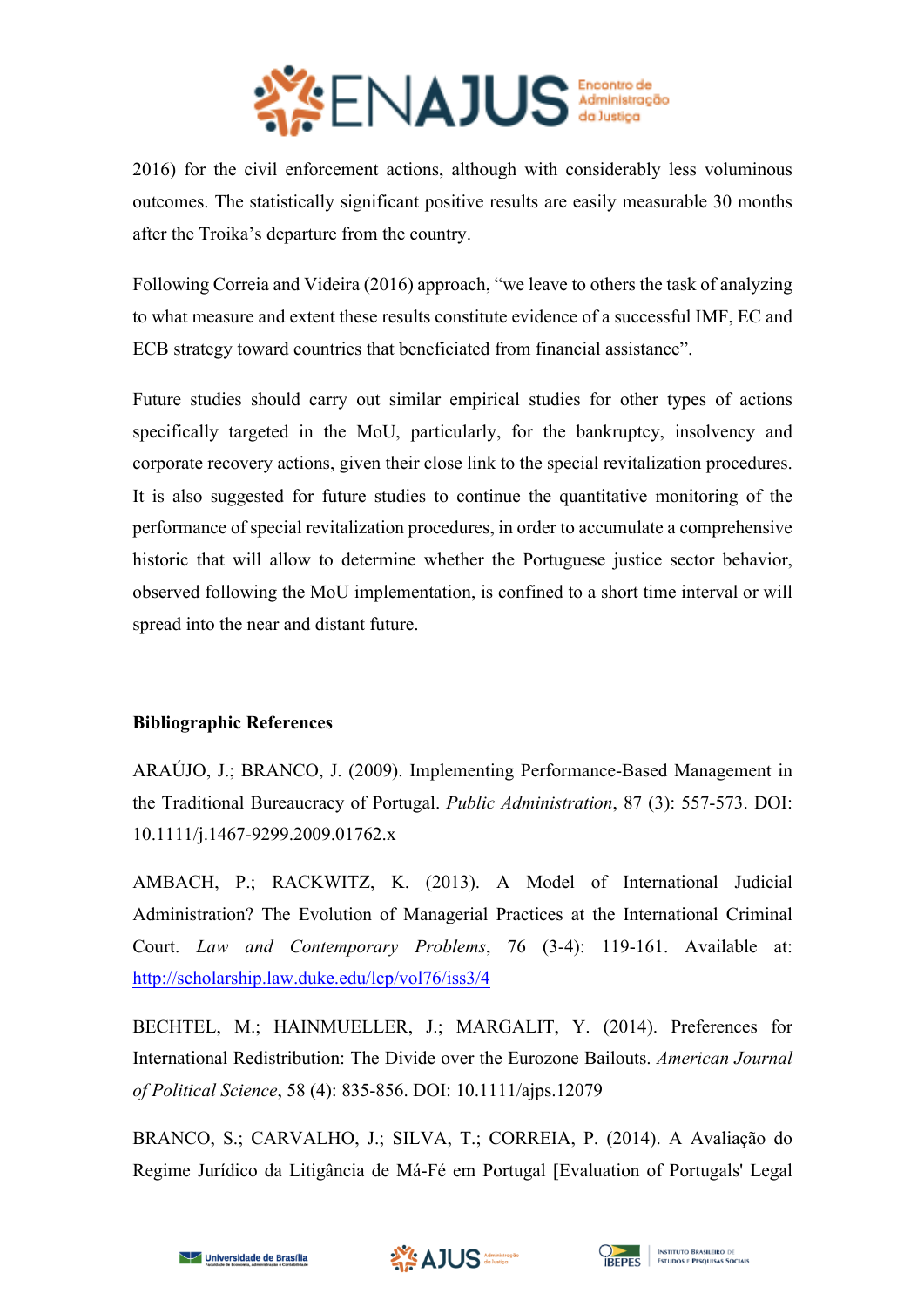2016) for the civil enforcement actions, although with considerably less voluminous outcomes. The statistically significant positive results are easily measurable 30 months after the Troika's departure from the country.

Following Correia and Videira (2016) approach, "we leave to others the task of analyzing to what measure and extent these results constitute evidence of a successful IMF, EC and ECB strategy toward countries that beneficiated from financial assistance".

Future studies should carry out similar empirical studies for other types of actions specifically targeted in the MoU, particularly, for the bankruptcy, insolvency and corporate recovery actions, given their close link to the special revitalization procedures. It is also suggested for future studies to continue the quantitative monitoring of the performance of special revitalization procedures, in order to accumulate a comprehensive historic that will allow to determine whether the Portuguese justice sector behavior, observed following the MoU implementation, is confined to a short time interval or will spread into the near and distant future.

**Bibliographic References**

ARAÚJO, J.; BRANCO, J. (2009). Implementing Performance-Based Management in the Traditional Bureaucracy of Portugal. *Public Administration*, 87 (3): 557-573. DOI: 10.1111/j.1467-9299.2009.01762.x

AMBACH, P.; RACKWITZ, K. (2013). A Model of International Judicial Administration? The Evolution of Managerial Practices at the International Criminal Court. *Law and Contemporary Problems*, 76 (3-4): 119-161. Available at: http://scholarship.law.duke.edu/lcp/vol76/iss3/4

BECHTEL, M.; HAINMUELLER, J.; MARGALIT, Y. (2014). Preferences for International Redistribution: The Divide over the Eurozone Bailouts. *American Journal of Political Science*, 58 (4): 835-856. DOI: 10.1111/ajps.12079

BRANCO, S.; CARVALHO, J.; SILVA, T.; CORREIA, P. (2014). A Avaliação do Regime Jurídico da Litigância de Má-Fé em Portugal [Evaluation of Portugals' Legal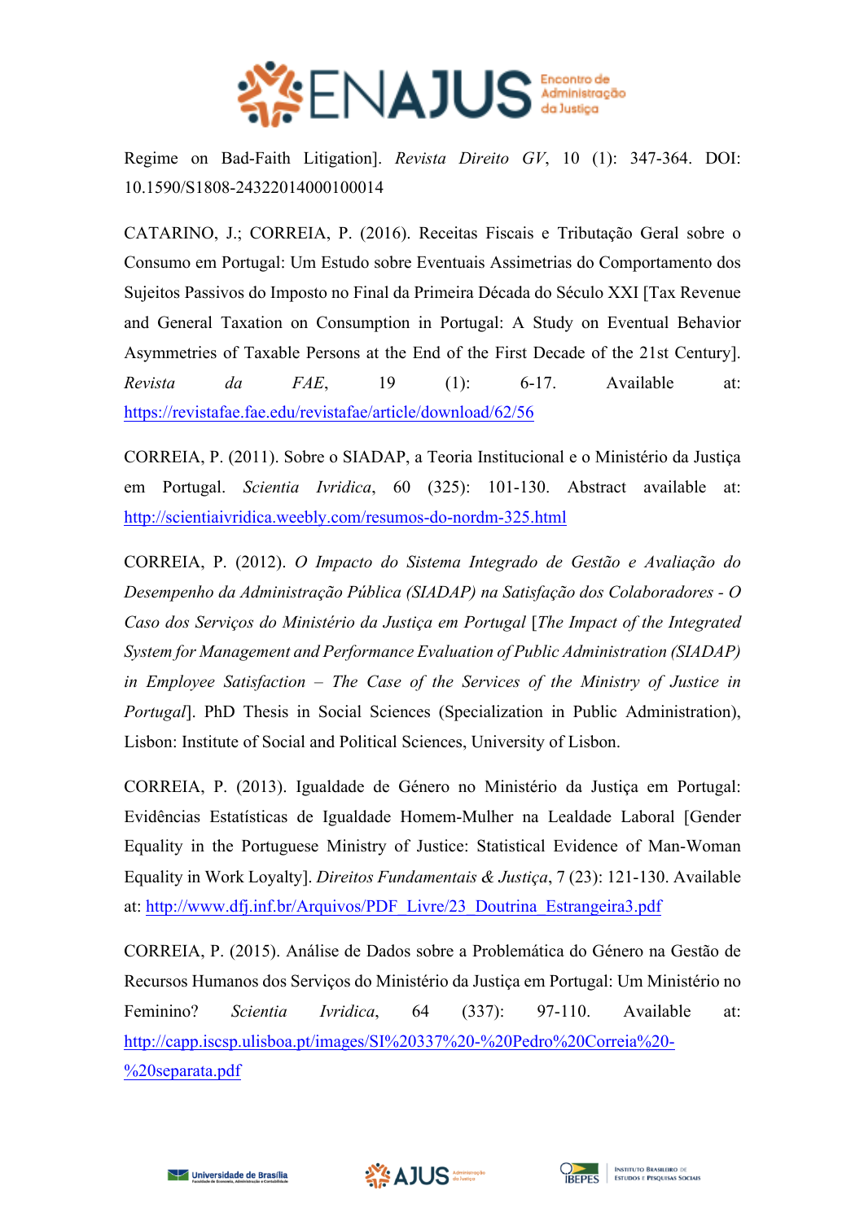Regime on Bad-Faith Litigation]. *Revista Direito GV*, 10 (1): 347-364. DOI: 10.1590/S1808-24322014000100014

CATARINO, J.; CORREIA, P. (2016). Receitas Fiscais e Tributação Geral sobre o Consumo em Portugal: Um Estudo sobre Eventuais Assimetrias do Comportamento dos Sujeitos Passivos do Imposto no Final da Primeira Década do Século XXI [Tax Revenue and General Taxation on Consumption in Portugal: A Study on Eventual Behavior Asymmetries of Taxable Persons at the End of the First Decade of the 21st Century]. *Revista da FAE*, 19 (1): 6-17. Available at: https://revistafae.fae.edu/revistafae/article/download/62/56

CORREIA, P. (2011). Sobre o SIADAP, a Teoria Institucional e o Ministério da Justiça em Portugal. *Scientia Ivridica*, 60 (325): 101-130. Abstract available at: http://scientiaivridica.weebly.com/resumos-do-nordm-325.html

CORREIA, P. (2012). *O Impacto do Sistema Integrado de Gestão e Avaliação do Desempenho da Administração Pública (SIADAP) na Satisfação dos Colaboradores - O Caso dos Serviços do Ministério da Justiça em Portugal* [*The Impact of the Integrated System for Management and Performance Evaluation of Public Administration (SIADAP) in Employee Satisfaction – The Case of the Services of the Ministry of Justice in Portugal*]. PhD Thesis in Social Sciences (Specialization in Public Administration), Lisbon: Institute of Social and Political Sciences, University of Lisbon.

CORREIA, P. (2013). Igualdade de Género no Ministério da Justiça em Portugal: Evidências Estatísticas de Igualdade Homem-Mulher na Lealdade Laboral [Gender Equality in the Portuguese Ministry of Justice: Statistical Evidence of Man-Woman Equality in Work Loyalty]. *Direitos Fundamentais & Justiça*, 7 (23): 121-130. Available at: http://www.dfj.inf.br/Arquivos/PDF_Livre/23_Doutrina_Estrangeira3.pdf

CORREIA, P. (2015). Análise de Dados sobre a Problemática do Género na Gestão de Recursos Humanos dos Serviços do Ministério da Justiça em Portugal: Um Ministério no Feminino? *Scientia Ivridica*, 64 (337): 97-110. Available at: http://capp.iscsp.ulisboa.pt/images/SI%20337%20-%20Pedro%20Correia%20-%20separata.pdf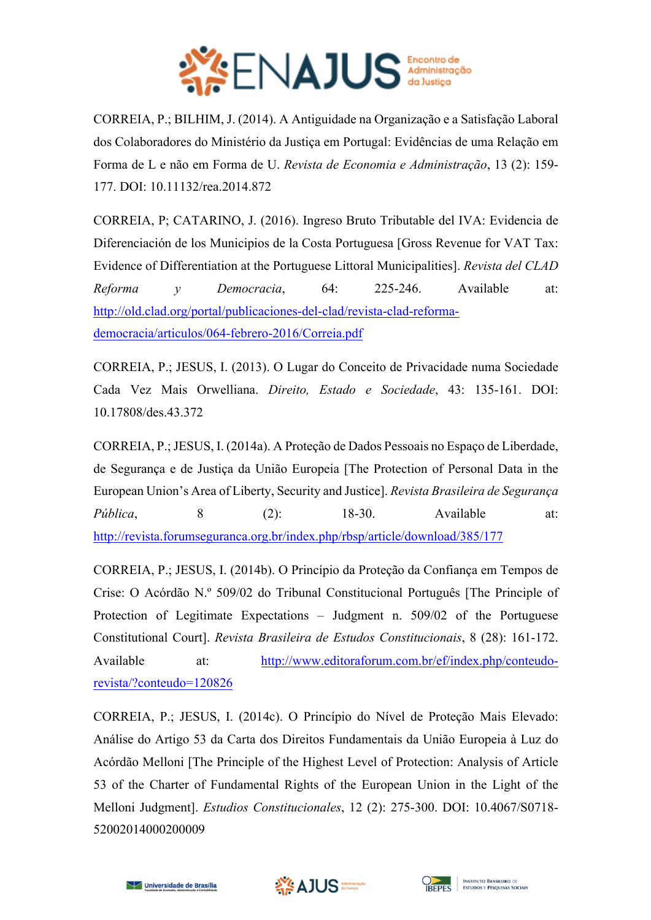CORREIA, P.; BILHIM, J. (2014). A Antiguidade na Organização e a Satisfação Laboral dos Colaboradores do Ministério da Justiça em Portugal: Evidências de uma Relação em Forma de L e não em Forma de U. *Revista de Economia e Administração*, 13 (2): 159-177. DOI: 10.11132/rea.2014.872

CORREIA, P; CATARINO, J. (2016). Ingreso Bruto Tributable del IVA: Evidencia de Diferenciación de los Municipios de la Costa Portuguesa [Gross Revenue for VAT Tax: Evidence of Differentiation at the Portuguese Littoral Municipalities]. *Revista del CLAD Reforma y Democracia*, 64: 225-246. Available at: http://old.clad.org/portal/publicaciones-del-clad/revista-clad-reforma-democracia/articulos/064-febrero-2016/Correia.pdf

CORREIA, P.; JESUS, I. (2013). O Lugar do Conceito de Privacidade numa Sociedade Cada Vez Mais Orwelliana. *Direito, Estado e Sociedade*, 43: 135-161. DOI: 10.17808/des.43.372

CORREIA, P.; JESUS, I. (2014a). A Proteção de Dados Pessoais no Espaço de Liberdade, de Segurança e de Justiça da União Europeia [The Protection of Personal Data in the European Union's Area of Liberty, Security and Justice]. *Revista Brasileira de Segurança Pública*, 8 (2): 18-30. Available at: http://revista.forumseguranca.org.br/index.php/rbsp/article/download/385/177

CORREIA, P.; JESUS, I. (2014b). O Princípio da Proteção da Confiança em Tempos de Crise: O Acórdão N.º 509/02 do Tribunal Constitucional Português [The Principle of Protection of Legitimate Expectations – Judgment n. 509/02 of the Portuguese Constitutional Court]. *Revista Brasileira de Estudos Constitucionais*, 8 (28): 161-172. Available at: http://www.editoraforum.com.br/ef/index.php/conteudo-revista/?conteudo=120826

CORREIA, P.; JESUS, I. (2014c). O Princípio do Nível de Proteção Mais Elevado: Análise do Artigo 53 da Carta dos Direitos Fundamentais da União Europeia à Luz do Acórdão Melloni [The Principle of the Highest Level of Protection: Analysis of Article 53 of the Charter of Fundamental Rights of the European Union in the Light of the Melloni Judgment]. *Estudios Constitucionales*, 12 (2): 275-300. DOI: 10.4067/S0718-52002014000200009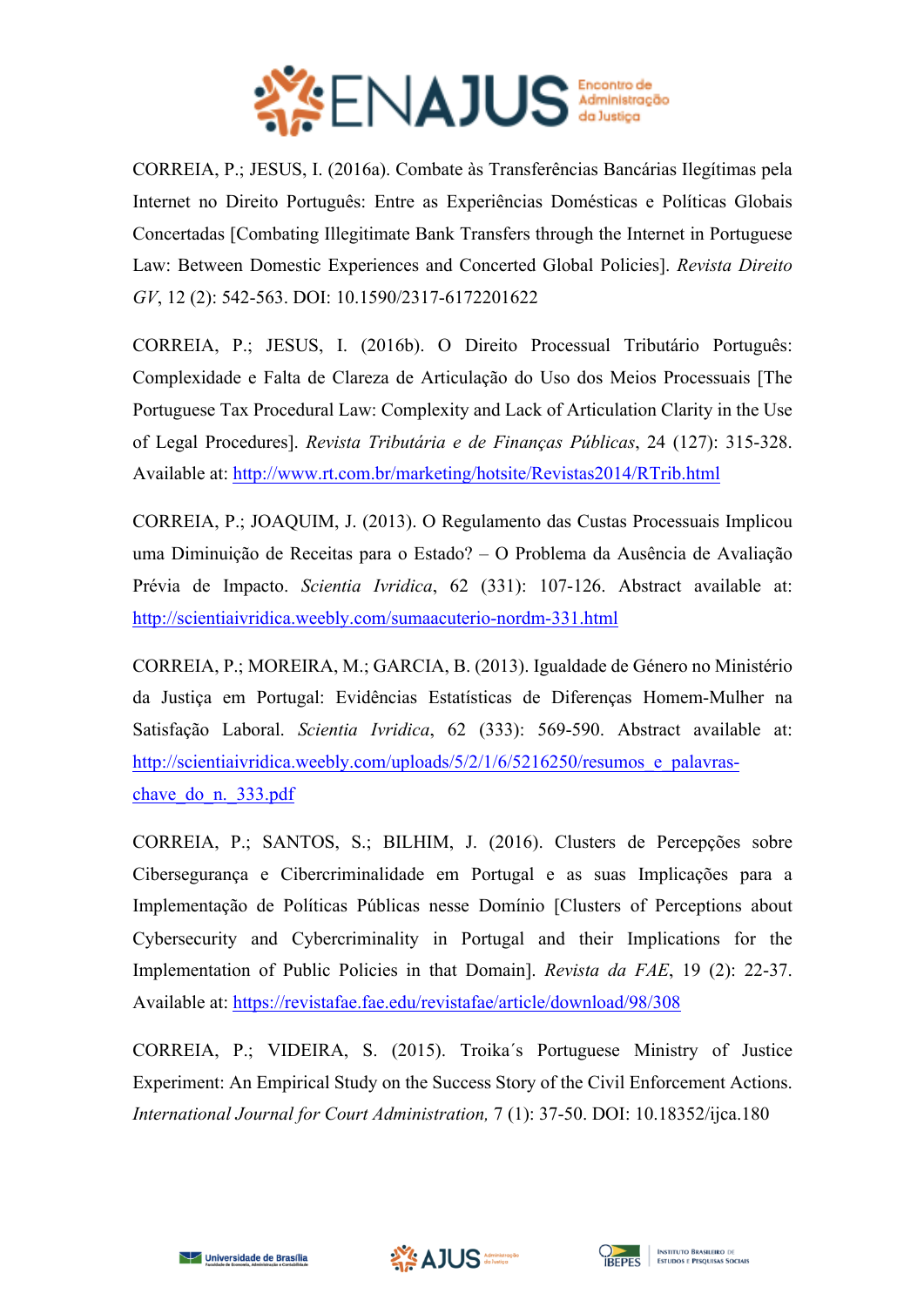CORREIA, P.; JESUS, I. (2016a). Combate às Transferências Bancárias Ilegítimas pela Internet no Direito Português: Entre as Experiências Domésticas e Políticas Globais Concertadas [Combating Illegitimate Bank Transfers through the Internet in Portuguese Law: Between Domestic Experiences and Concerted Global Policies]. *Revista Direito GV*, 12 (2): 542-563. DOI: 10.1590/2317-6172201622

CORREIA, P.; JESUS, I. (2016b). O Direito Processual Tributário Português: Complexidade e Falta de Clareza de Articulação do Uso dos Meios Processuais [The Portuguese Tax Procedural Law: Complexity and Lack of Articulation Clarity in the Use of Legal Procedures]. *Revista Tributária e de Finanças Públicas*, 24 (127): 315-328. Available at: http://www.rt.com.br/marketing/hotsite/Revistas2014/RTrib.html

CORREIA, P.; JOAQUIM, J. (2013). O Regulamento das Custas Processuais Implicou uma Diminuição de Receitas para o Estado? – O Problema da Ausência de Avaliação Prévia de Impacto. *Scientia Ivridica*, 62 (331): 107-126. Abstract available at: http://scientiaivridica.weebly.com/sumaacuterio-nordm-331.html

CORREIA, P.; MOREIRA, M.; GARCIA, B. (2013). Igualdade de Género no Ministério da Justiça em Portugal: Evidências Estatísticas de Diferenças Homem-Mulher na Satisfação Laboral. *Scientia Ivridica*, 62 (333): 569-590. Abstract available at: http://scientiaivridica.weebly.com/uploads/5/2/1/6/5216250/resumos_e_palavras-chave_do_n._333.pdf

CORREIA, P.; SANTOS, S.; BILHIM, J. (2016). Clusters de Percepções sobre Cibersegurança e Cibercriminalidade em Portugal e as suas Implicações para a Implementação de Políticas Públicas nesse Domínio [Clusters of Perceptions about Cybersecurity and Cybercriminality in Portugal and their Implications for the Implementation of Public Policies in that Domain]. *Revista da FAE*, 19 (2): 22-37. Available at: https://revistafae.fae.edu/revistafae/article/download/98/308

CORREIA, P.; VIDEIRA, S. (2015). Troika´s Portuguese Ministry of Justice Experiment: An Empirical Study on the Success Story of the Civil Enforcement Actions. *International Journal for Court Administration,* 7 (1): 37-50. DOI: 10.18352/ijca.180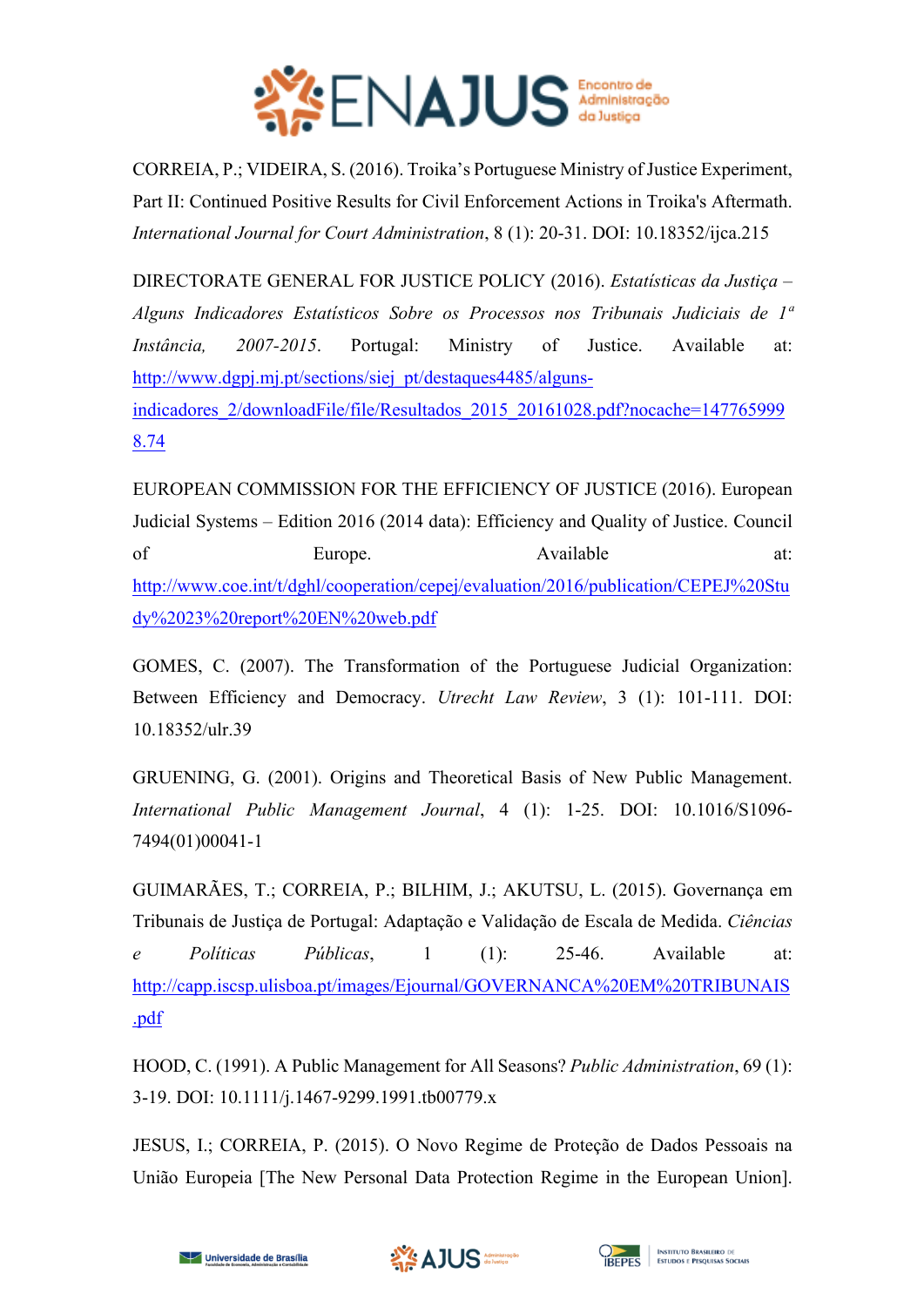CORREIA, P.; VIDEIRA, S. (2016). Troika's Portuguese Ministry of Justice Experiment, Part II: Continued Positive Results for Civil Enforcement Actions in Troika's Aftermath. *International Journal for Court Administration*, 8 (1): 20-31. DOI: 10.18352/ijca.215

DIRECTORATE GENERAL FOR JUSTICE POLICY (2016). *Estatísticas da Justiça – Alguns Indicadores Estatísticos Sobre os Processos nos Tribunais Judiciais de 1ª Instância, 2007-2015*. Portugal: Ministry of Justice. Available at: http://www.dgpj.mj.pt/sections/siej_pt/destaques4485/alguns-indicadores_2/downloadFile/file/Resultados_2015_20161028.pdf?nocache=1477659998.74

EUROPEAN COMMISSION FOR THE EFFICIENCY OF JUSTICE (2016). European Judicial Systems – Edition 2016 (2014 data): Efficiency and Quality of Justice. Council of Europe. Available at: http://www.coe.int/t/dghl/cooperation/cepej/evaluation/2016/publication/CEPEJ%20Study%2023%20report%20EN%20web.pdf

GOMES, C. (2007). The Transformation of the Portuguese Judicial Organization: Between Efficiency and Democracy. *Utrecht Law Review*, 3 (1): 101-111. DOI: 10.18352/ulr.39

GRUENING, G. (2001). Origins and Theoretical Basis of New Public Management. *International Public Management Journal*, 4 (1): 1-25. DOI: 10.1016/S1096-7494(01)00041-1

GUIMARÃES, T.; CORREIA, P.; BILHIM, J.; AKUTSU, L. (2015). Governança em Tribunais de Justiça de Portugal: Adaptação e Validação de Escala de Medida. *Ciências e Políticas Públicas*, 1 (1): 25-46. Available at: http://capp.iscsp.ulisboa.pt/images/Ejournal/GOVERNANCA%20EM%20TRIBUNAIS.pdf

HOOD, C. (1991). A Public Management for All Seasons? *Public Administration*, 69 (1): 3-19. DOI: 10.1111/j.1467-9299.1991.tb00779.x

JESUS, I.; CORREIA, P. (2015). O Novo Regime de Proteção de Dados Pessoais na União Europeia [The New Personal Data Protection Regime in the European Union].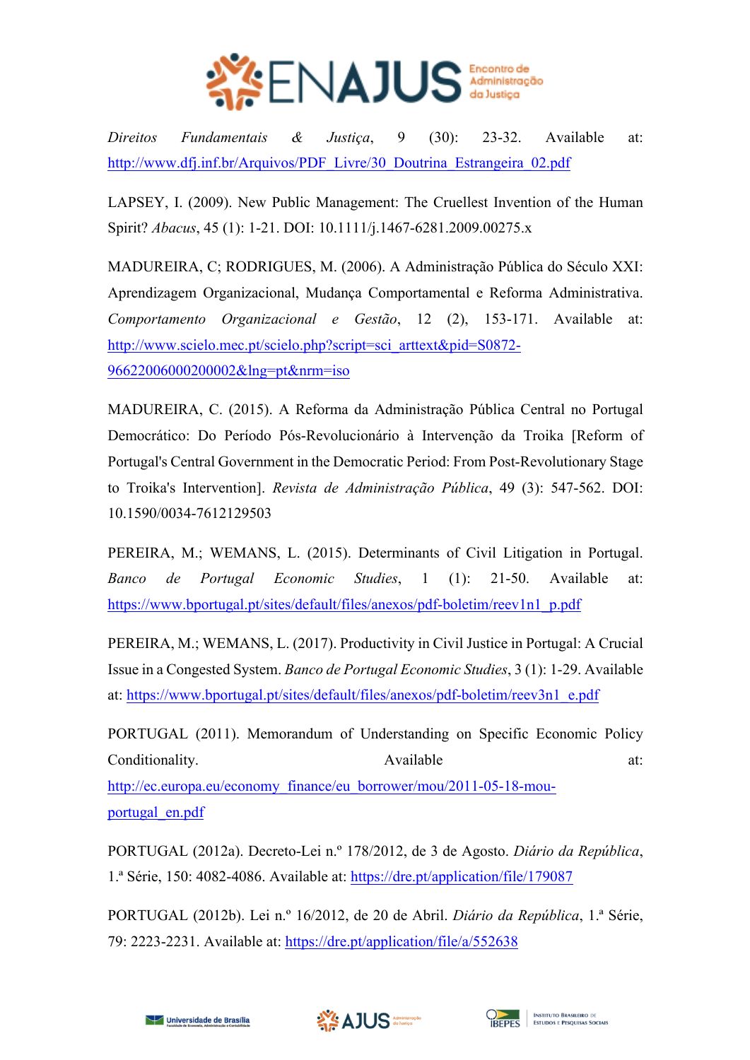*Direitos Fundamentais & Justiça*, 9 (30): 23-32. Available at: http://www.dfj.inf.br/Arquivos/PDF_Livre/30_Doutrina_Estrangeira_02.pdf

LAPSEY, I. (2009). New Public Management: The Cruellest Invention of the Human Spirit? *Abacus*, 45 (1): 1-21. DOI: 10.1111/j.1467-6281.2009.00275.x

MADUREIRA, C; RODRIGUES, M. (2006). A Administração Pública do Século XXI: Aprendizagem Organizacional, Mudança Comportamental e Reforma Administrativa. *Comportamento Organizacional e Gestão*, 12 (2), 153-171. Available at: http://www.scielo.mec.pt/scielo.php?script=sci_arttext&pid=S0872-96622006000200002&lng=pt&nrm=iso

MADUREIRA, C. (2015). A Reforma da Administração Pública Central no Portugal Democrático: Do Período Pós-Revolucionário à Intervenção da Troika [Reform of Portugal's Central Government in the Democratic Period: From Post-Revolutionary Stage to Troika's Intervention]. *Revista de Administração Pública*, 49 (3): 547-562. DOI: 10.1590/0034-7612129503

PEREIRA, M.; WEMANS, L. (2015). Determinants of Civil Litigation in Portugal. *Banco de Portugal Economic Studies*, 1 (1): 21-50. Available at: https://www.bportugal.pt/sites/default/files/anexos/pdf-boletim/reev1n1_p.pdf

PEREIRA, M.; WEMANS, L. (2017). Productivity in Civil Justice in Portugal: A Crucial Issue in a Congested System. *Banco de Portugal Economic Studies*, 3 (1): 1-29. Available at: https://www.bportugal.pt/sites/default/files/anexos/pdf-boletim/reev3n1_e.pdf

PORTUGAL (2011). Memorandum of Understanding on Specific Economic Policy Conditionality. Available at: http://ec.europa.eu/economy_finance/eu_borrower/mou/2011-05-18-mou-portugal_en.pdf

PORTUGAL (2012a). Decreto-Lei n.º 178/2012, de 3 de Agosto. *Diário da República*, 1.ª Série, 150: 4082-4086. Available at: https://dre.pt/application/file/179087

PORTUGAL (2012b). Lei n.º 16/2012, de 20 de Abril. *Diário da República*, 1.ª Série, 79: 2223-2231. Available at: https://dre.pt/application/file/a/552638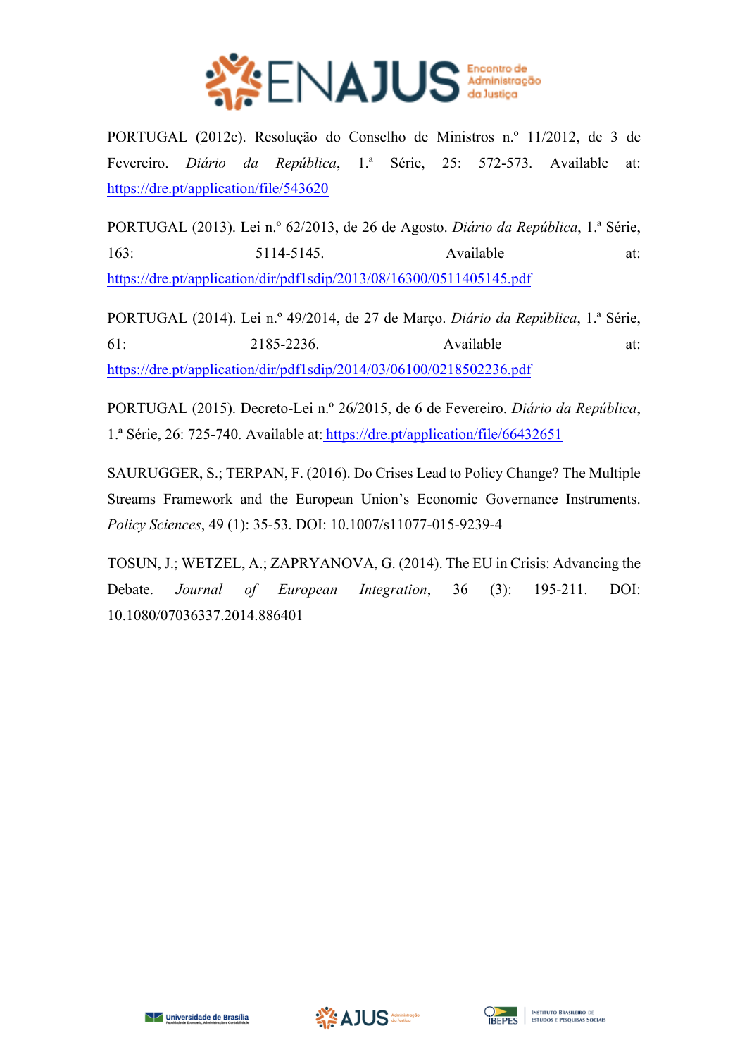PORTUGAL (2012c). Resolução do Conselho de Ministros n.º 11/2012, de 3 de Fevereiro. *Diário da República*, 1.ª Série, 25: 572-573. Available at: https://dre.pt/application/file/543620

PORTUGAL (2013). Lei n.º 62/2013, de 26 de Agosto. *Diário da República*, 1.ª Série, 163: 5114-5145. Available at: https://dre.pt/application/dir/pdf1sdip/2013/08/16300/0511405145.pdf

PORTUGAL (2014). Lei n.º 49/2014, de 27 de Março. *Diário da República*, 1.ª Série, 61: 2185-2236. Available at: https://dre.pt/application/dir/pdf1sdip/2014/03/06100/0218502236.pdf

PORTUGAL (2015). Decreto-Lei n.º 26/2015, de 6 de Fevereiro. *Diário da República*, 1.ª Série, 26: 725-740. Available at: https://dre.pt/application/file/66432651

SAURUGGER, S.; TERPAN, F. (2016). Do Crises Lead to Policy Change? The Multiple Streams Framework and the European Union's Economic Governance Instruments. *Policy Sciences*, 49 (1): 35-53. DOI: 10.1007/s11077-015-9239-4

TOSUN, J.; WETZEL, A.; ZAPRYANOVA, G. (2014). The EU in Crisis: Advancing the Debate. *Journal of European Integration*, 36 (3): 195-211. DOI: 10.1080/07036337.2014.886401